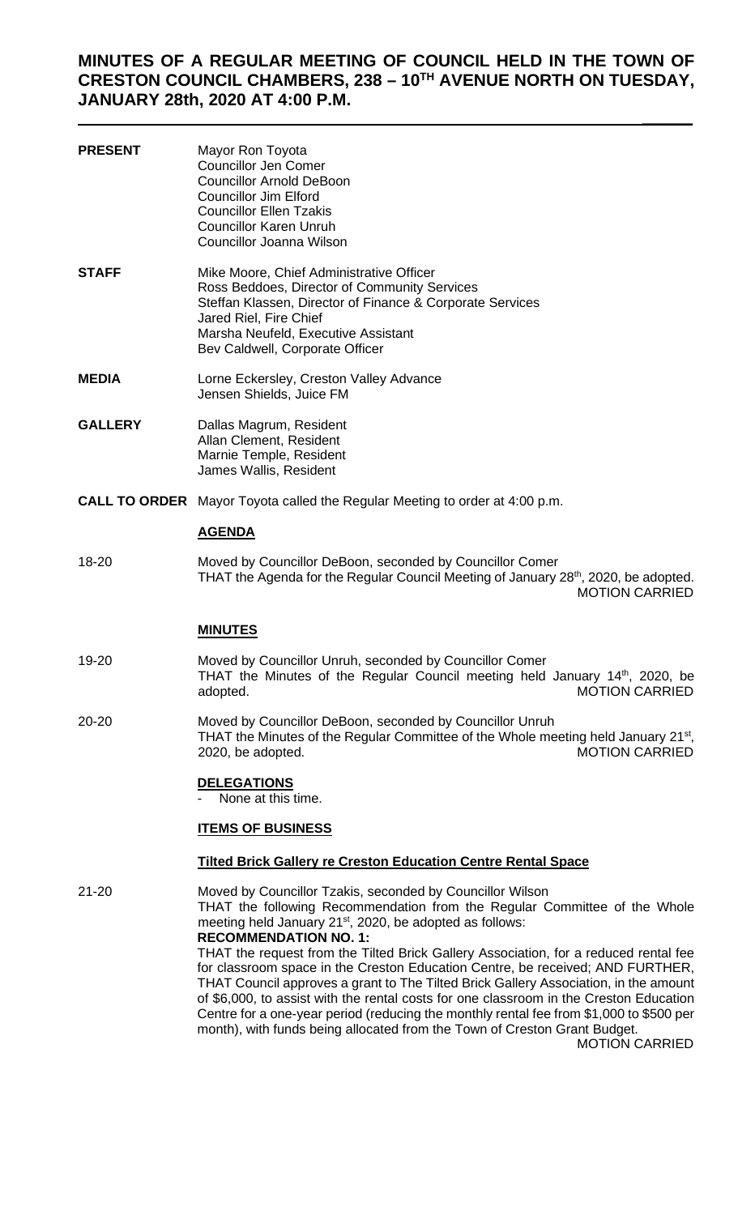# MINUTES OF A REGULAR MEETING OF COUNCIL HELD IN THE TOWN OF CRESTON COUNCIL CHAMBERS, 238 – 10TH AVENUE NORTH ON TUESDAY, JANUARY 28th, 2020 AT 4:00 P.M.

**PRESENT**
Mayor Ron Toyota
Councillor Jen Comer
Councillor Arnold DeBoon
Councillor Jim Elford
Councillor Ellen Tzakis
Councillor Karen Unruh
Councillor Joanna Wilson

**STAFF**
Mike Moore, Chief Administrative Officer
Ross Beddoes, Director of Community Services
Steffan Klassen, Director of Finance & Corporate Services
Jared Riel, Fire Chief
Marsha Neufeld, Executive Assistant
Bev Caldwell, Corporate Officer

**MEDIA**
Lorne Eckersley, Creston Valley Advance
Jensen Shields, Juice FM

**GALLERY**
Dallas Magrum, Resident
Allan Clement, Resident
Marnie Temple, Resident
James Wallis, Resident

**CALL TO ORDER** Mayor Toyota called the Regular Meeting to order at 4:00 p.m.

**AGENDA**

18-20
Moved by Councillor DeBoon, seconded by Councillor Comer
THAT the Agenda for the Regular Council Meeting of January 28th, 2020, be adopted.
MOTION CARRIED

**MINUTES**

19-20
Moved by Councillor Unruh, seconded by Councillor Comer
THAT the Minutes of the Regular Council meeting held January 14th, 2020, be adopted.
MOTION CARRIED

20-20
Moved by Councillor DeBoon, seconded by Councillor Unruh
THAT the Minutes of the Regular Committee of the Whole meeting held January 21st, 2020, be adopted.
MOTION CARRIED

**DELEGATIONS**

- None at this time.

**ITEMS OF BUSINESS**

**Tilted Brick Gallery re Creston Education Centre Rental Space**

21-20
Moved by Councillor Tzakis, seconded by Councillor Wilson
THAT the following Recommendation from the Regular Committee of the Whole meeting held January 21st, 2020, be adopted as follows:
**RECOMMENDATION NO. 1:**
THAT the request from the Tilted Brick Gallery Association, for a reduced rental fee for classroom space in the Creston Education Centre, be received; AND FURTHER, THAT Council approves a grant to The Tilted Brick Gallery Association, in the amount of $6,000, to assist with the rental costs for one classroom in the Creston Education Centre for a one-year period (reducing the monthly rental fee from $1,000 to $500 per month), with funds being allocated from the Town of Creston Grant Budget.
MOTION CARRIED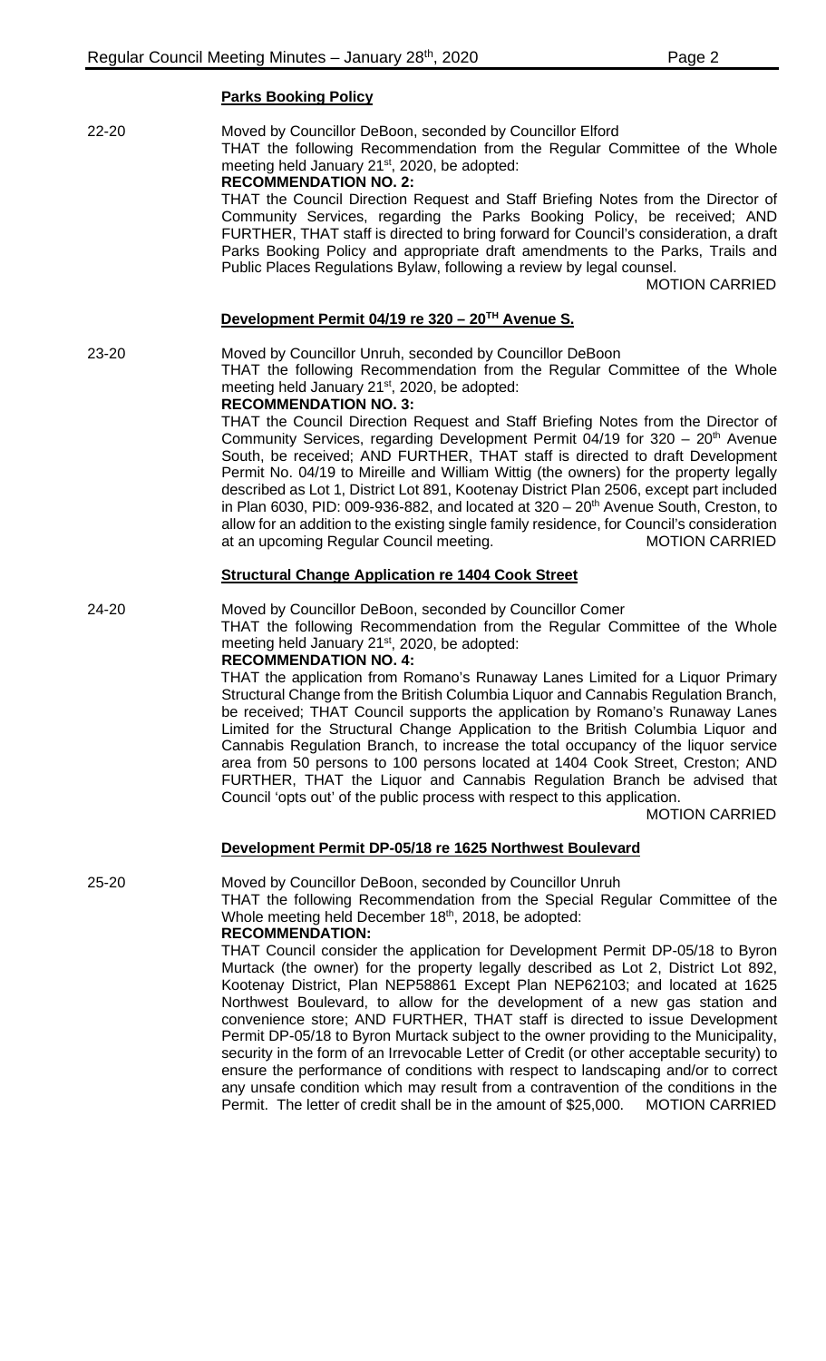### **Parks Booking Policy**

22-20 Moved by Councillor DeBoon, seconded by Councillor Elford
THAT the following Recommendation from the Regular Committee of the Whole meeting held January 21st, 2020, be adopted:
**RECOMMENDATION NO. 2:**
THAT the Council Direction Request and Staff Briefing Notes from the Director of Community Services, regarding the Parks Booking Policy, be received; AND FURTHER, THAT staff is directed to bring forward for Council's consideration, a draft Parks Booking Policy and appropriate draft amendments to the Parks, Trails and Public Places Regulations Bylaw, following a review by legal counsel.
MOTION CARRIED

### **Development Permit 04/19 re 320 – 20TH Avenue S.**

23-20 Moved by Councillor Unruh, seconded by Councillor DeBoon
THAT the following Recommendation from the Regular Committee of the Whole meeting held January 21st, 2020, be adopted:
**RECOMMENDATION NO. 3:**
THAT the Council Direction Request and Staff Briefing Notes from the Director of Community Services, regarding Development Permit 04/19 for 320 – 20th Avenue South, be received; AND FURTHER, THAT staff is directed to draft Development Permit No. 04/19 to Mireille and William Wittig (the owners) for the property legally described as Lot 1, District Lot 891, Kootenay District Plan 2506, except part included in Plan 6030, PID: 009-936-882, and located at 320 – 20th Avenue South, Creston, to allow for an addition to the existing single family residence, for Council's consideration at an upcoming Regular Council meeting. MOTION CARRIED

### **Structural Change Application re 1404 Cook Street**

24-20 Moved by Councillor DeBoon, seconded by Councillor Comer
THAT the following Recommendation from the Regular Committee of the Whole meeting held January 21st, 2020, be adopted:
**RECOMMENDATION NO. 4:**
THAT the application from Romano's Runaway Lanes Limited for a Liquor Primary Structural Change from the British Columbia Liquor and Cannabis Regulation Branch, be received; THAT Council supports the application by Romano's Runaway Lanes Limited for the Structural Change Application to the British Columbia Liquor and Cannabis Regulation Branch, to increase the total occupancy of the liquor service area from 50 persons to 100 persons located at 1404 Cook Street, Creston; AND FURTHER, THAT the Liquor and Cannabis Regulation Branch be advised that Council 'opts out' of the public process with respect to this application.
MOTION CARRIED

### **Development Permit DP-05/18 re 1625 Northwest Boulevard**

25-20 Moved by Councillor DeBoon, seconded by Councillor Unruh
THAT the following Recommendation from the Special Regular Committee of the Whole meeting held December 18th, 2018, be adopted:
**RECOMMENDATION:**
THAT Council consider the application for Development Permit DP-05/18 to Byron Murtack (the owner) for the property legally described as Lot 2, District Lot 892, Kootenay District, Plan NEP58861 Except Plan NEP62103; and located at 1625 Northwest Boulevard, to allow for the development of a new gas station and convenience store; AND FURTHER, THAT staff is directed to issue Development Permit DP-05/18 to Byron Murtack subject to the owner providing to the Municipality, security in the form of an Irrevocable Letter of Credit (or other acceptable security) to ensure the performance of conditions with respect to landscaping and/or to correct any unsafe condition which may result from a contravention of the conditions in the Permit. The letter of credit shall be in the amount of $25,000. MOTION CARRIED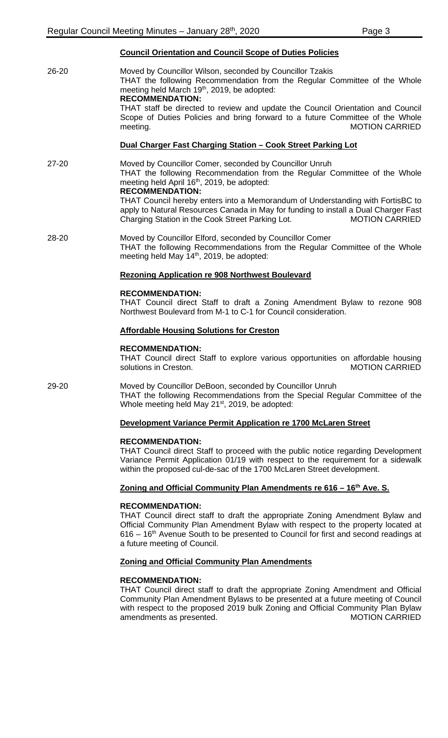**Council Orientation and Council Scope of Duties Policies**

26-20 Moved by Councillor Wilson, seconded by Councillor Tzakis
THAT the following Recommendation from the Regular Committee of the Whole meeting held March 19th, 2019, be adopted:
**RECOMMENDATION:**
THAT staff be directed to review and update the Council Orientation and Council Scope of Duties Policies and bring forward to a future Committee of the Whole meeting. MOTION CARRIED

**Dual Charger Fast Charging Station – Cook Street Parking Lot**

27-20 Moved by Councillor Comer, seconded by Councillor Unruh
THAT the following Recommendation from the Regular Committee of the Whole meeting held April 16th, 2019, be adopted:
**RECOMMENDATION:**
THAT Council hereby enters into a Memorandum of Understanding with FortisBC to apply to Natural Resources Canada in May for funding to install a Dual Charger Fast Charging Station in the Cook Street Parking Lot. MOTION CARRIED

28-20 Moved by Councillor Elford, seconded by Councillor Comer
THAT the following Recommendations from the Regular Committee of the Whole meeting held May 14th, 2019, be adopted:

**Rezoning Application re 908 Northwest Boulevard**

**RECOMMENDATION:**
THAT Council direct Staff to draft a Zoning Amendment Bylaw to rezone 908 Northwest Boulevard from M-1 to C-1 for Council consideration.

**Affordable Housing Solutions for Creston**

**RECOMMENDATION:**
THAT Council direct Staff to explore various opportunities on affordable housing solutions in Creston. MOTION CARRIED

29-20 Moved by Councillor DeBoon, seconded by Councillor Unruh
THAT the following Recommendations from the Special Regular Committee of the Whole meeting held May 21st, 2019, be adopted:

**Development Variance Permit Application re 1700 McLaren Street**

**RECOMMENDATION:**
THAT Council direct Staff to proceed with the public notice regarding Development Variance Permit Application 01/19 with respect to the requirement for a sidewalk within the proposed cul-de-sac of the 1700 McLaren Street development.

**Zoning and Official Community Plan Amendments re 616 – 16th Ave. S.**

**RECOMMENDATION:**
THAT Council direct staff to draft the appropriate Zoning Amendment Bylaw and Official Community Plan Amendment Bylaw with respect to the property located at 616 – 16th Avenue South to be presented to Council for first and second readings at a future meeting of Council.

**Zoning and Official Community Plan Amendments**

**RECOMMENDATION:**
THAT Council direct staff to draft the appropriate Zoning Amendment and Official Community Plan Amendment Bylaws to be presented at a future meeting of Council with respect to the proposed 2019 bulk Zoning and Official Community Plan Bylaw amendments as presented. MOTION CARRIED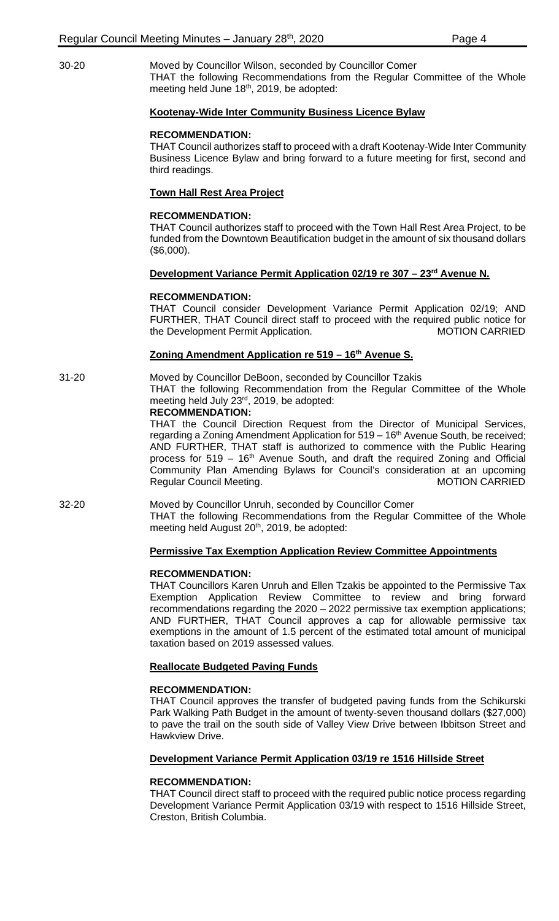30-20 Moved by Councillor Wilson, seconded by Councillor Comer
THAT the following Recommendations from the Regular Committee of the Whole meeting held June 18th, 2019, be adopted:

**Kootenay-Wide Inter Community Business Licence Bylaw**

**RECOMMENDATION:**
THAT Council authorizes staff to proceed with a draft Kootenay-Wide Inter Community Business Licence Bylaw and bring forward to a future meeting for first, second and third readings.

**Town Hall Rest Area Project**

**RECOMMENDATION:**
THAT Council authorizes staff to proceed with the Town Hall Rest Area Project, to be funded from the Downtown Beautification budget in the amount of six thousand dollars ($6,000).

**Development Variance Permit Application 02/19 re 307 – 23rd Avenue N.**

**RECOMMENDATION:**
THAT Council consider Development Variance Permit Application 02/19; AND FURTHER, THAT Council direct staff to proceed with the required public notice for the Development Permit Application. MOTION CARRIED

**Zoning Amendment Application re 519 – 16th Avenue S.**

31-20 Moved by Councillor DeBoon, seconded by Councillor Tzakis
THAT the following Recommendation from the Regular Committee of the Whole meeting held July 23rd, 2019, be adopted:
**RECOMMENDATION:**
THAT the Council Direction Request from the Director of Municipal Services, regarding a Zoning Amendment Application for 519 – 16th Avenue South, be received; AND FURTHER, THAT staff is authorized to commence with the Public Hearing process for 519 – 16th Avenue South, and draft the required Zoning and Official Community Plan Amending Bylaws for Council's consideration at an upcoming Regular Council Meeting. MOTION CARRIED

32-20 Moved by Councillor Unruh, seconded by Councillor Comer
THAT the following Recommendations from the Regular Committee of the Whole meeting held August 20th, 2019, be adopted:

**Permissive Tax Exemption Application Review Committee Appointments**

**RECOMMENDATION:**
THAT Councillors Karen Unruh and Ellen Tzakis be appointed to the Permissive Tax Exemption Application Review Committee to review and bring forward recommendations regarding the 2020 – 2022 permissive tax exemption applications; AND FURTHER, THAT Council approves a cap for allowable permissive tax exemptions in the amount of 1.5 percent of the estimated total amount of municipal taxation based on 2019 assessed values.

**Reallocate Budgeted Paving Funds**

**RECOMMENDATION:**
THAT Council approves the transfer of budgeted paving funds from the Schikurski Park Walking Path Budget in the amount of twenty-seven thousand dollars ($27,000) to pave the trail on the south side of Valley View Drive between Ibbitson Street and Hawkview Drive.

**Development Variance Permit Application 03/19 re 1516 Hillside Street**

**RECOMMENDATION:**
THAT Council direct staff to proceed with the required public notice process regarding Development Variance Permit Application 03/19 with respect to 1516 Hillside Street, Creston, British Columbia.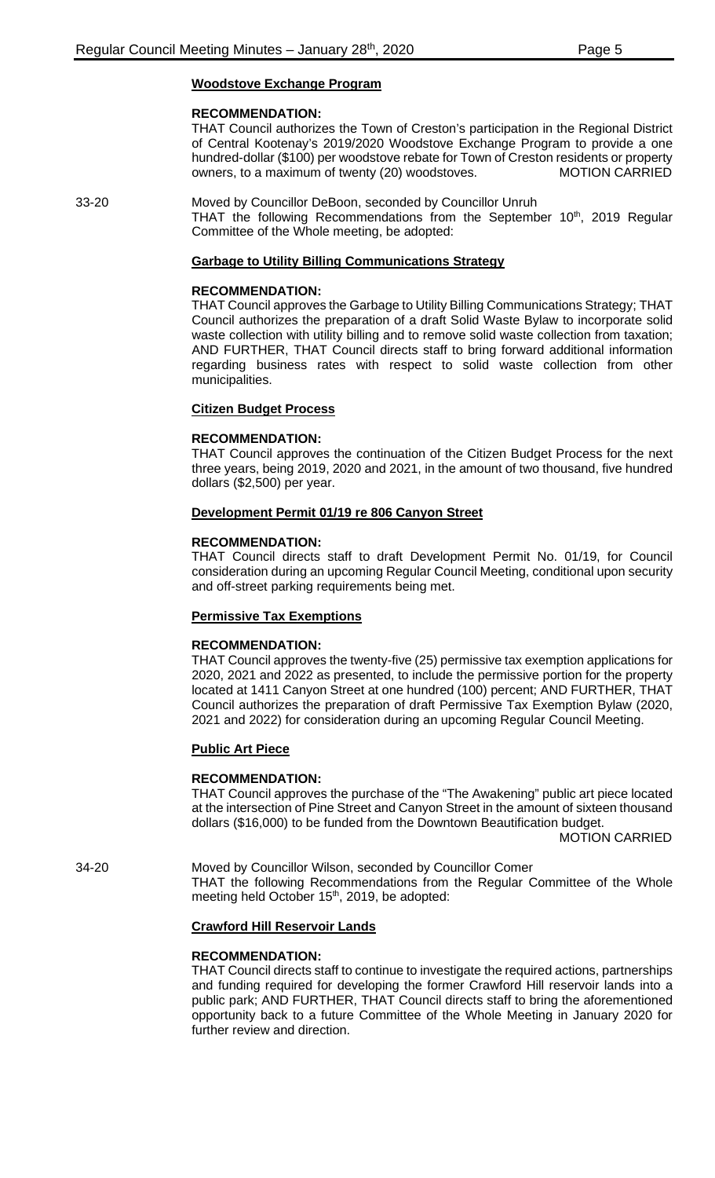**Woodstove Exchange Program**

**RECOMMENDATION:**

THAT Council authorizes the Town of Creston's participation in the Regional District of Central Kootenay's 2019/2020 Woodstove Exchange Program to provide a one hundred-dollar ($100) per woodstove rebate for Town of Creston residents or property owners, to a maximum of twenty (20) woodstoves. MOTION CARRIED

33-20 Moved by Councillor DeBoon, seconded by Councillor Unruh

THAT the following Recommendations from the September 10th, 2019 Regular Committee of the Whole meeting, be adopted:

**Garbage to Utility Billing Communications Strategy**

**RECOMMENDATION:**

THAT Council approves the Garbage to Utility Billing Communications Strategy; THAT Council authorizes the preparation of a draft Solid Waste Bylaw to incorporate solid waste collection with utility billing and to remove solid waste collection from taxation; AND FURTHER, THAT Council directs staff to bring forward additional information regarding business rates with respect to solid waste collection from other municipalities.

**Citizen Budget Process**

**RECOMMENDATION:**

THAT Council approves the continuation of the Citizen Budget Process for the next three years, being 2019, 2020 and 2021, in the amount of two thousand, five hundred dollars ($2,500) per year.

**Development Permit 01/19 re 806 Canyon Street**

**RECOMMENDATION:**

THAT Council directs staff to draft Development Permit No. 01/19, for Council consideration during an upcoming Regular Council Meeting, conditional upon security and off-street parking requirements being met.

**Permissive Tax Exemptions**

**RECOMMENDATION:**

THAT Council approves the twenty-five (25) permissive tax exemption applications for 2020, 2021 and 2022 as presented, to include the permissive portion for the property located at 1411 Canyon Street at one hundred (100) percent; AND FURTHER, THAT Council authorizes the preparation of draft Permissive Tax Exemption Bylaw (2020, 2021 and 2022) for consideration during an upcoming Regular Council Meeting.

**Public Art Piece**

**RECOMMENDATION:**

THAT Council approves the purchase of the "The Awakening" public art piece located at the intersection of Pine Street and Canyon Street in the amount of sixteen thousand dollars ($16,000) to be funded from the Downtown Beautification budget.

MOTION CARRIED

34-20 Moved by Councillor Wilson, seconded by Councillor Comer

THAT the following Recommendations from the Regular Committee of the Whole meeting held October 15th, 2019, be adopted:

**Crawford Hill Reservoir Lands**

**RECOMMENDATION:**

THAT Council directs staff to continue to investigate the required actions, partnerships and funding required for developing the former Crawford Hill reservoir lands into a public park; AND FURTHER, THAT Council directs staff to bring the aforementioned opportunity back to a future Committee of the Whole Meeting in January 2020 for further review and direction.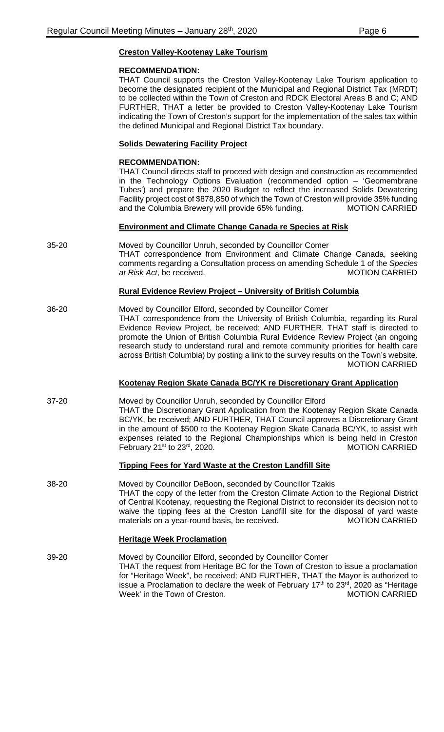### Creston Valley-Kootenay Lake Tourism

**RECOMMENDATION:**

THAT Council supports the Creston Valley-Kootenay Lake Tourism application to become the designated recipient of the Municipal and Regional District Tax (MRDT) to be collected within the Town of Creston and RDCK Electoral Areas B and C; AND FURTHER, THAT a letter be provided to Creston Valley-Kootenay Lake Tourism indicating the Town of Creston's support for the implementation of the sales tax within the defined Municipal and Regional District Tax boundary.

### Solids Dewatering Facility Project

**RECOMMENDATION:**

THAT Council directs staff to proceed with design and construction as recommended in the Technology Options Evaluation (recommended option – 'Geomembrane Tubes') and prepare the 2020 Budget to reflect the increased Solids Dewatering Facility project cost of $878,850 of which the Town of Creston will provide 35% funding and the Columbia Brewery will provide 65% funding. MOTION CARRIED

### Environment and Climate Change Canada re Species at Risk

35-20 Moved by Councillor Unruh, seconded by Councillor Comer

THAT correspondence from Environment and Climate Change Canada, seeking comments regarding a Consultation process on amending Schedule 1 of the *Species at Risk Act*, be received. MOTION CARRIED

### Rural Evidence Review Project – University of British Columbia

36-20 Moved by Councillor Elford, seconded by Councillor Comer

THAT correspondence from the University of British Columbia, regarding its Rural Evidence Review Project, be received; AND FURTHER, THAT staff is directed to promote the Union of British Columbia Rural Evidence Review Project (an ongoing research study to understand rural and remote community priorities for health care across British Columbia) by posting a link to the survey results on the Town's website. MOTION CARRIED

### Kootenay Region Skate Canada BC/YK re Discretionary Grant Application

37-20 Moved by Councillor Unruh, seconded by Councillor Elford

THAT the Discretionary Grant Application from the Kootenay Region Skate Canada BC/YK, be received; AND FURTHER, THAT Council approves a Discretionary Grant in the amount of $500 to the Kootenay Region Skate Canada BC/YK, to assist with expenses related to the Regional Championships which is being held in Creston February 21st to 23rd, 2020. MOTION CARRIED

### Tipping Fees for Yard Waste at the Creston Landfill Site

38-20 Moved by Councillor DeBoon, seconded by Councillor Tzakis

THAT the copy of the letter from the Creston Climate Action to the Regional District of Central Kootenay, requesting the Regional District to reconsider its decision not to waive the tipping fees at the Creston Landfill site for the disposal of yard waste materials on a year-round basis, be received. MOTION CARRIED

### Heritage Week Proclamation

39-20 Moved by Councillor Elford, seconded by Councillor Comer

THAT the request from Heritage BC for the Town of Creston to issue a proclamation for "Heritage Week", be received; AND FURTHER, THAT the Mayor is authorized to issue a Proclamation to declare the week of February 17th to 23rd, 2020 as "Heritage Week' in the Town of Creston. MOTION CARRIED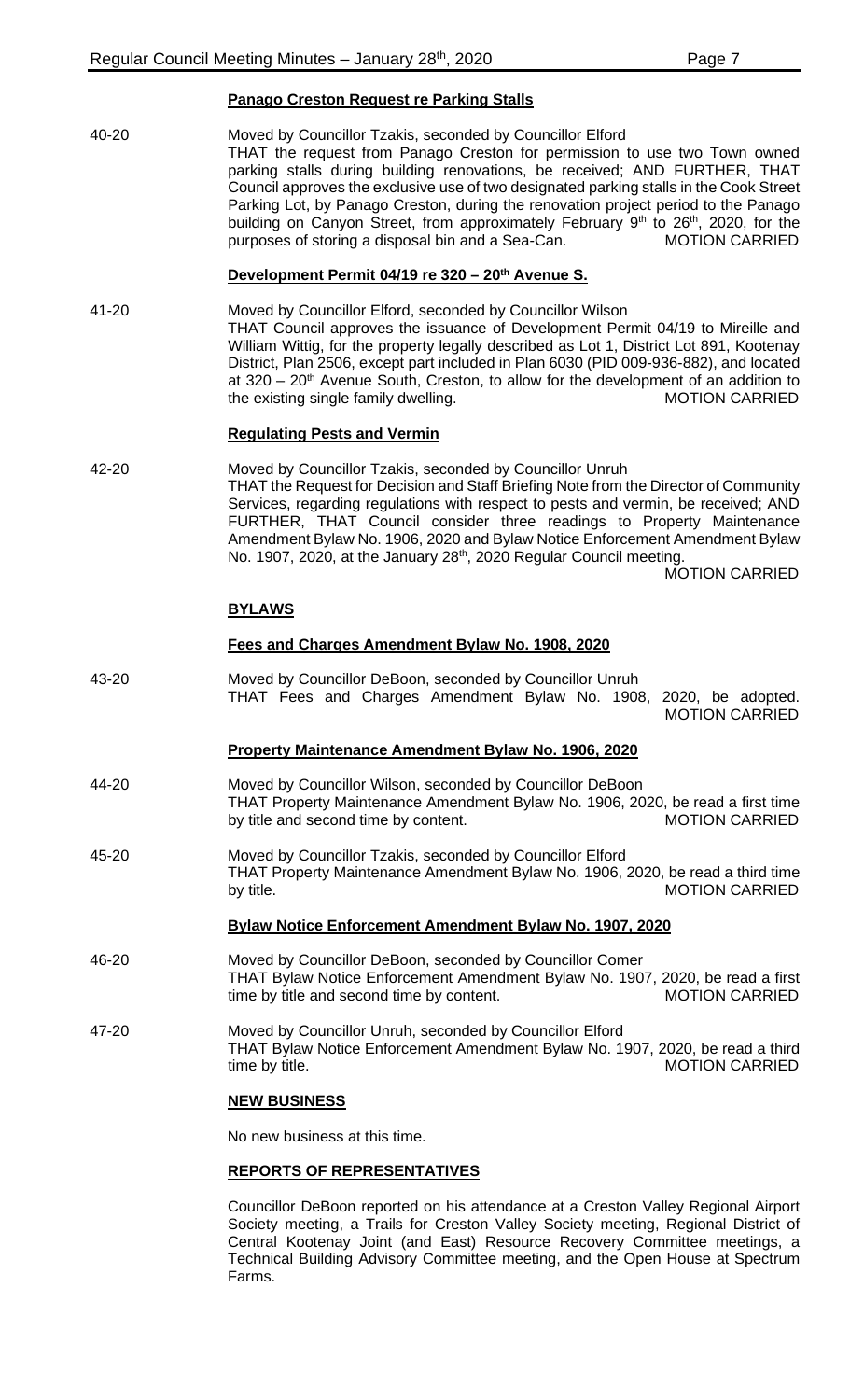**Panago Creston Request re Parking Stalls**

40-20 Moved by Councillor Tzakis, seconded by Councillor Elford
THAT the request from Panago Creston for permission to use two Town owned parking stalls during building renovations, be received; AND FURTHER, THAT Council approves the exclusive use of two designated parking stalls in the Cook Street Parking Lot, by Panago Creston, during the renovation project period to the Panago building on Canyon Street, from approximately February 9th to 26th, 2020, for the purposes of storing a disposal bin and a Sea-Can. MOTION CARRIED

**Development Permit 04/19 re 320 – 20th Avenue S.**

41-20 Moved by Councillor Elford, seconded by Councillor Wilson
THAT Council approves the issuance of Development Permit 04/19 to Mireille and William Wittig, for the property legally described as Lot 1, District Lot 891, Kootenay District, Plan 2506, except part included in Plan 6030 (PID 009-936-882), and located at 320 – 20th Avenue South, Creston, to allow for the development of an addition to the existing single family dwelling. MOTION CARRIED

**Regulating Pests and Vermin**

42-20 Moved by Councillor Tzakis, seconded by Councillor Unruh
THAT the Request for Decision and Staff Briefing Note from the Director of Community Services, regarding regulations with respect to pests and vermin, be received; AND FURTHER, THAT Council consider three readings to Property Maintenance Amendment Bylaw No. 1906, 2020 and Bylaw Notice Enforcement Amendment Bylaw No. 1907, 2020, at the January 28th, 2020 Regular Council meeting.
MOTION CARRIED

## BYLAWS

**Fees and Charges Amendment Bylaw No. 1908, 2020**

43-20 Moved by Councillor DeBoon, seconded by Councillor Unruh
THAT Fees and Charges Amendment Bylaw No. 1908, 2020, be adopted.
MOTION CARRIED

**Property Maintenance Amendment Bylaw No. 1906, 2020**

44-20 Moved by Councillor Wilson, seconded by Councillor DeBoon
THAT Property Maintenance Amendment Bylaw No. 1906, 2020, be read a first time by title and second time by content. MOTION CARRIED

45-20 Moved by Councillor Tzakis, seconded by Councillor Elford
THAT Property Maintenance Amendment Bylaw No. 1906, 2020, be read a third time by title. MOTION CARRIED

**Bylaw Notice Enforcement Amendment Bylaw No. 1907, 2020**

46-20 Moved by Councillor DeBoon, seconded by Councillor Comer
THAT Bylaw Notice Enforcement Amendment Bylaw No. 1907, 2020, be read a first time by title and second time by content. MOTION CARRIED

47-20 Moved by Councillor Unruh, seconded by Councillor Elford
THAT Bylaw Notice Enforcement Amendment Bylaw No. 1907, 2020, be read a third time by title. MOTION CARRIED

## NEW BUSINESS

No new business at this time.

## REPORTS OF REPRESENTATIVES

Councillor DeBoon reported on his attendance at a Creston Valley Regional Airport Society meeting, a Trails for Creston Valley Society meeting, Regional District of Central Kootenay Joint (and East) Resource Recovery Committee meetings, a Technical Building Advisory Committee meeting, and the Open House at Spectrum Farms.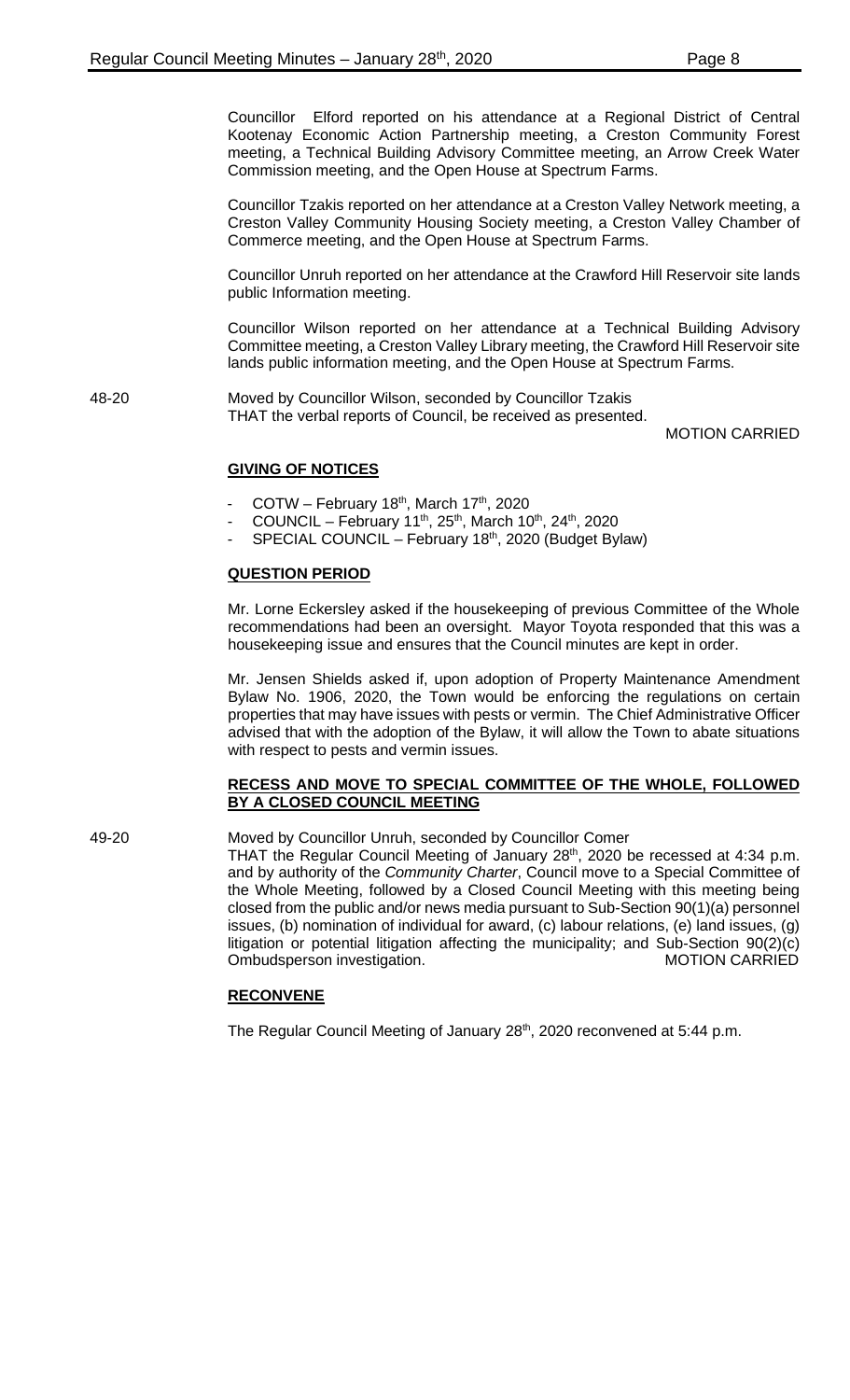Councillor Elford reported on his attendance at a Regional District of Central Kootenay Economic Action Partnership meeting, a Creston Community Forest meeting, a Technical Building Advisory Committee meeting, an Arrow Creek Water Commission meeting, and the Open House at Spectrum Farms.

Councillor Tzakis reported on her attendance at a Creston Valley Network meeting, a Creston Valley Community Housing Society meeting, a Creston Valley Chamber of Commerce meeting, and the Open House at Spectrum Farms.

Councillor Unruh reported on her attendance at the Crawford Hill Reservoir site lands public Information meeting.

Councillor Wilson reported on her attendance at a Technical Building Advisory Committee meeting, a Creston Valley Library meeting, the Crawford Hill Reservoir site lands public information meeting, and the Open House at Spectrum Farms.

48-20 Moved by Councillor Wilson, seconded by Councillor Tzakis
THAT the verbal reports of Council, be received as presented.

MOTION CARRIED

**GIVING OF NOTICES**

- COTW – February 18th, March 17th, 2020
- COUNCIL – February 11th, 25th, March 10th, 24th, 2020
- SPECIAL COUNCIL – February 18th, 2020 (Budget Bylaw)

**QUESTION PERIOD**

Mr. Lorne Eckersley asked if the housekeeping of previous Committee of the Whole recommendations had been an oversight. Mayor Toyota responded that this was a housekeeping issue and ensures that the Council minutes are kept in order.

Mr. Jensen Shields asked if, upon adoption of Property Maintenance Amendment Bylaw No. 1906, 2020, the Town would be enforcing the regulations on certain properties that may have issues with pests or vermin. The Chief Administrative Officer advised that with the adoption of the Bylaw, it will allow the Town to abate situations with respect to pests and vermin issues.

**RECESS AND MOVE TO SPECIAL COMMITTEE OF THE WHOLE, FOLLOWED BY A CLOSED COUNCIL MEETING**

49-20 Moved by Councillor Unruh, seconded by Councillor Comer
THAT the Regular Council Meeting of January 28th, 2020 be recessed at 4:34 p.m. and by authority of the *Community Charter*, Council move to a Special Committee of the Whole Meeting, followed by a Closed Council Meeting with this meeting being closed from the public and/or news media pursuant to Sub-Section 90(1)(a) personnel issues, (b) nomination of individual for award, (c) labour relations, (e) land issues, (g) litigation or potential litigation affecting the municipality; and Sub-Section 90(2)(c) Ombudsperson investigation.

MOTION CARRIED

**RECONVENE**

The Regular Council Meeting of January 28th, 2020 reconvened at 5:44 p.m.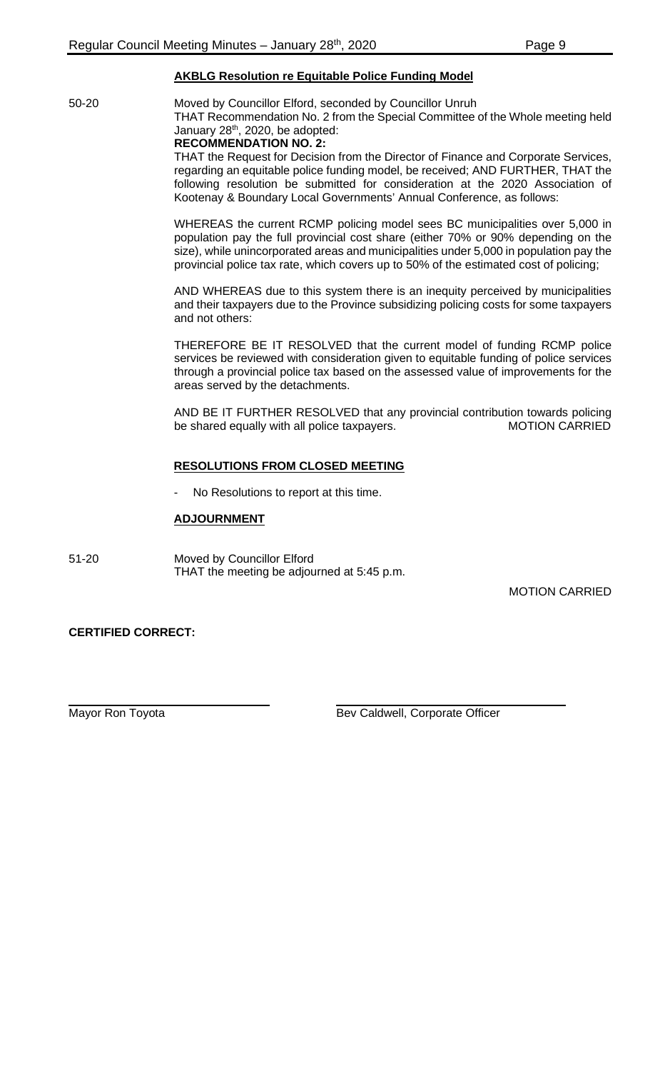**AKBLG Resolution re Equitable Police Funding Model**

50-20 Moved by Councillor Elford, seconded by Councillor Unruh
THAT Recommendation No. 2 from the Special Committee of the Whole meeting held January 28th, 2020, be adopted:

**RECOMMENDATION NO. 2:**

THAT the Request for Decision from the Director of Finance and Corporate Services, regarding an equitable police funding model, be received; AND FURTHER, THAT the following resolution be submitted for consideration at the 2020 Association of Kootenay & Boundary Local Governments' Annual Conference, as follows:

WHEREAS the current RCMP policing model sees BC municipalities over 5,000 in population pay the full provincial cost share (either 70% or 90% depending on the size), while unincorporated areas and municipalities under 5,000 in population pay the provincial police tax rate, which covers up to 50% of the estimated cost of policing;

AND WHEREAS due to this system there is an inequity perceived by municipalities and their taxpayers due to the Province subsidizing policing costs for some taxpayers and not others:

THEREFORE BE IT RESOLVED that the current model of funding RCMP police services be reviewed with consideration given to equitable funding of police services through a provincial police tax based on the assessed value of improvements for the areas served by the detachments.

AND BE IT FURTHER RESOLVED that any provincial contribution towards policing be shared equally with all police taxpayers. MOTION CARRIED

**RESOLUTIONS FROM CLOSED MEETING**

- No Resolutions to report at this time.

**ADJOURNMENT**

51-20 Moved by Councillor Elford
THAT the meeting be adjourned at 5:45 p.m.

MOTION CARRIED

**CERTIFIED CORRECT:**

Mayor Ron Toyota

Bev Caldwell, Corporate Officer